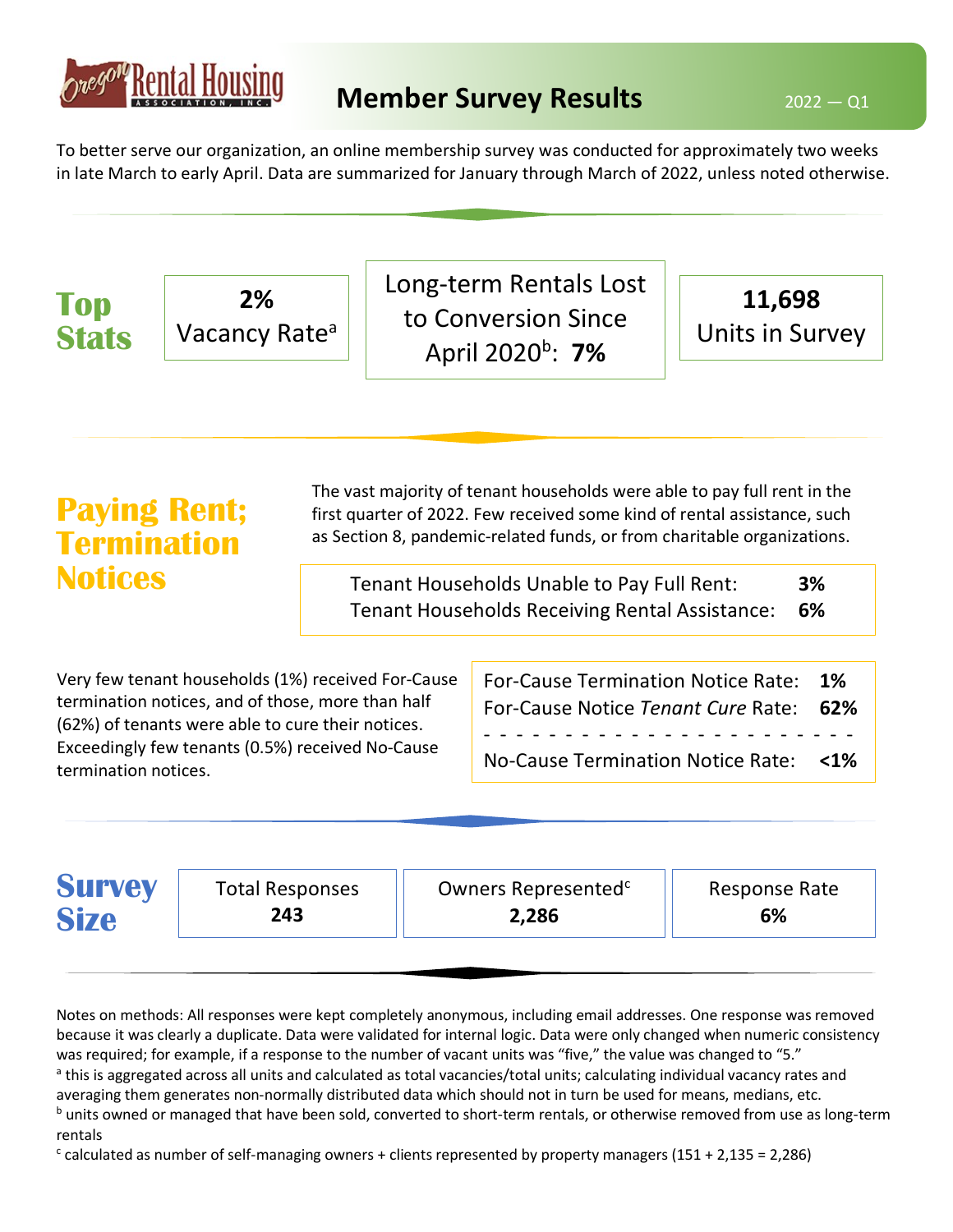# Oregon Rental Housing Association, Inc. — Member Survey Results

2022 — Q1

To better serve our organization, an online membership survey was conducted for approximately two weeks in late March to early April. Data are summarized for January through March of 2022, unless noted otherwise.

## Top Stats

**2%**
Vacancy Rate[a]

Long-term Rentals Lost to Conversion Since April 2020[b]: **7%**

**11,698**
Units in Survey

## Paying Rent; Termination Notices

The vast majority of tenant households were able to pay full rent in the first quarter of 2022. Few received some kind of rental assistance, such as Section 8, pandemic-related funds, or from charitable organizations.

| | |
|---|---|
| Tenant Households Unable to Pay Full Rent: | **3%** |
| Tenant Households Receiving Rental Assistance: | **6%** |

Very few tenant households (1%) received For-Cause termination notices, and of those, more than half (62%) of tenants were able to cure their notices. Exceedingly few tenants (0.5%) received No-Cause termination notices.

| | |
|---|---|
| For-Cause Termination Notice Rate: | **1%** |
| For-Cause Notice *Tenant Cure* Rate: | **62%** |
| No-Cause Termination Notice Rate: | **<1%** |

## Survey Size

| Total Responses | Owners Represented[c] | Response Rate |
|---|---|---|
| **243** | **2,286** | **6%** |

Notes on methods: All responses were kept completely anonymous, including email addresses. One response was removed because it was clearly a duplicate. Data were validated for internal logic. Data were only changed when numeric consistency was required; for example, if a response to the number of vacant units was "five," the value was changed to "5."

[a] this is aggregated across all units and calculated as total vacancies/total units; calculating individual vacancy rates and averaging them generates non-normally distributed data which should not in turn be used for means, medians, etc.

[b] units owned or managed that have been sold, converted to short-term rentals, or otherwise removed from use as long-term rentals

[c] calculated as number of self-managing owners + clients represented by property managers (151 + 2,135 = 2,286)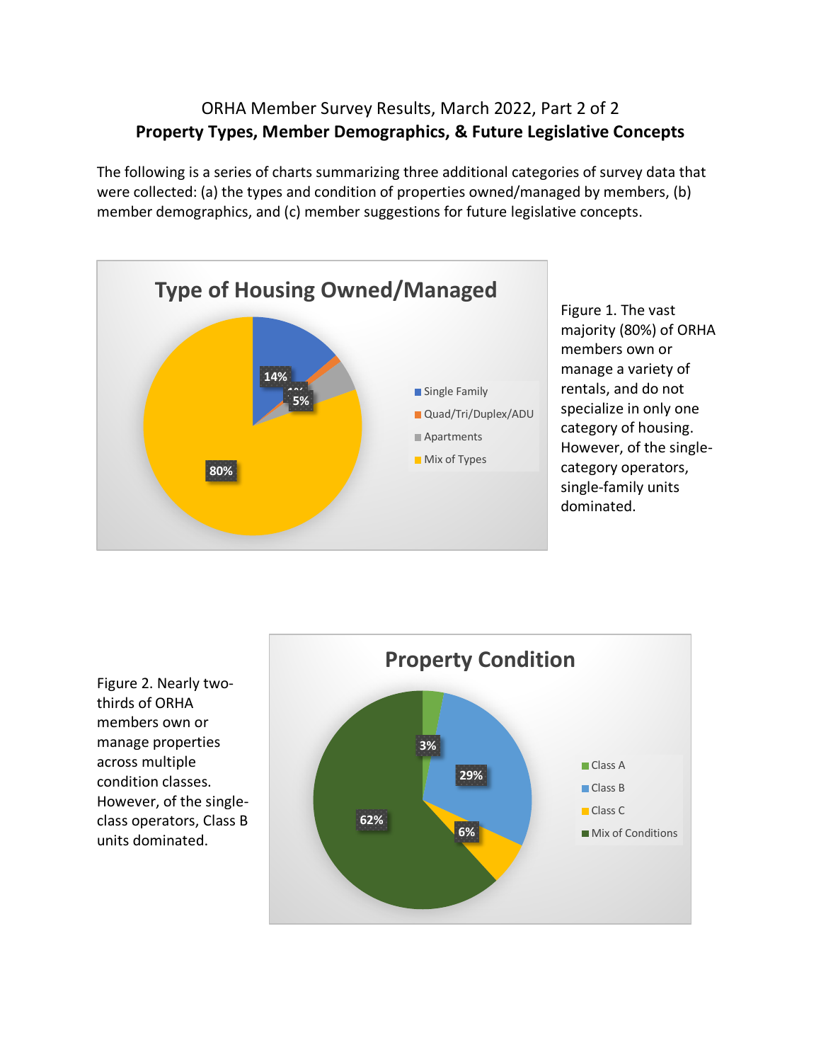ORHA Member Survey Results, March 2022, Part 2 of 2

# Property Types, Member Demographics, & Future Legislative Concepts

The following is a series of charts summarizing three additional categories of survey data that were collected: (a) the types and condition of properties owned/managed by members, (b) member demographics, and (c) member suggestions for future legislative concepts.

**Type of Housing Owned/Managed**

| Category | Percentage |
|---|---|
| Single Family | 14% |
| Quad/Tri/Duplex/ADU | 1% |
| Apartments | 5% |
| Mix of Types | 80% |

Figure 1. The vast majority (80%) of ORHA members own or manage a variety of rentals, and do not specialize in only one category of housing. However, of the single-category operators, single-family units dominated.

**Property Condition**

| Category | Percentage |
|---|---|
| Class A | 3% |
| Class B | 29% |
| Class C | 6% |
| Mix of Conditions | 62% |

Figure 2. Nearly two-thirds of ORHA members own or manage properties across multiple condition classes. However, of the single-class operators, Class B units dominated.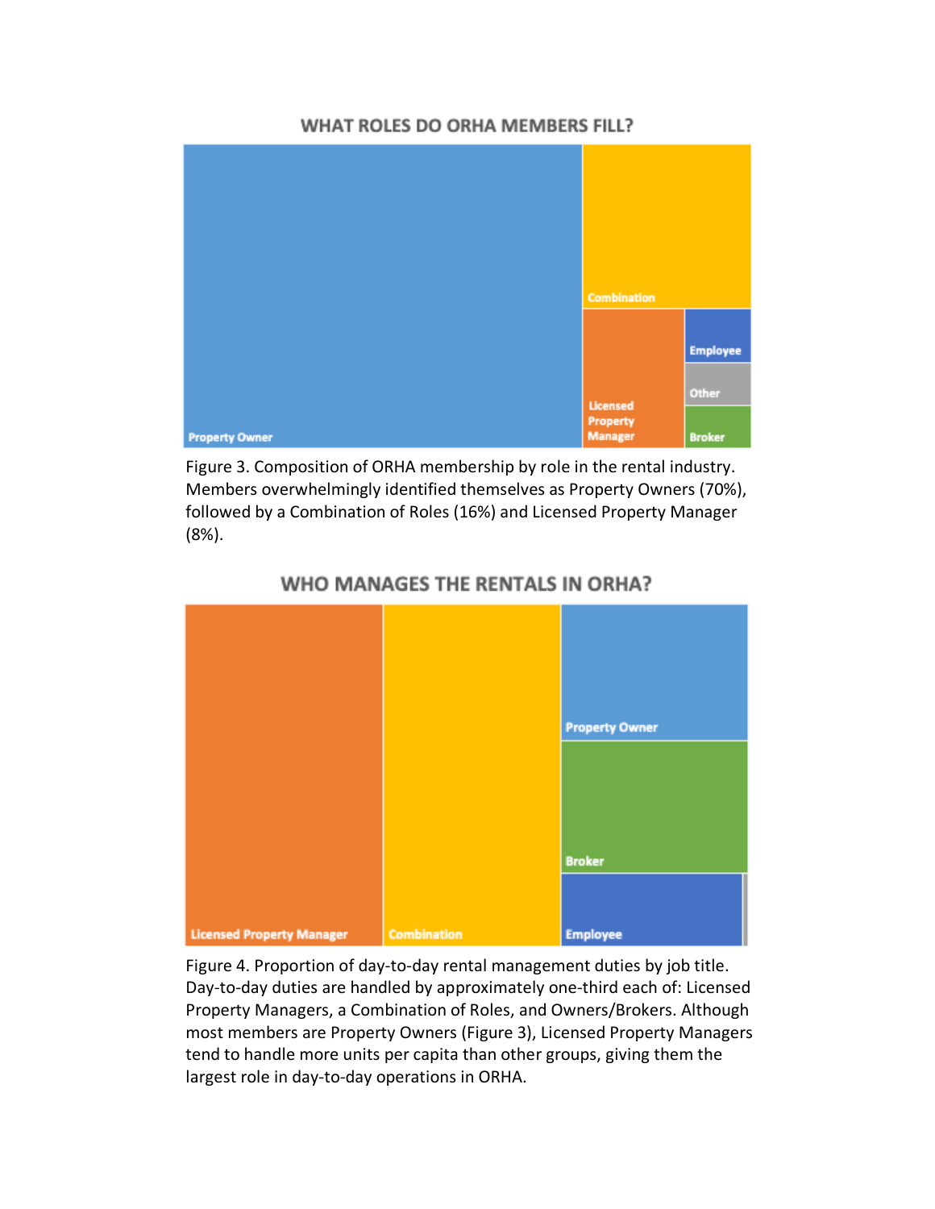Figure 3. Composition of ORHA membership by role in the rental industry. Members overwhelmingly identified themselves as Property Owners (70%), followed by a Combination of Roles (16%) and Licensed Property Manager (8%).

Figure 4. Proportion of day-to-day rental management duties by job title. Day-to-day duties are handled by approximately one-third each of: Licensed Property Managers, a Combination of Roles, and Owners/Brokers. Although most members are Property Owners (Figure 3), Licensed Property Managers tend to handle more units per capita than other groups, giving them the largest role in day-to-day operations in ORHA.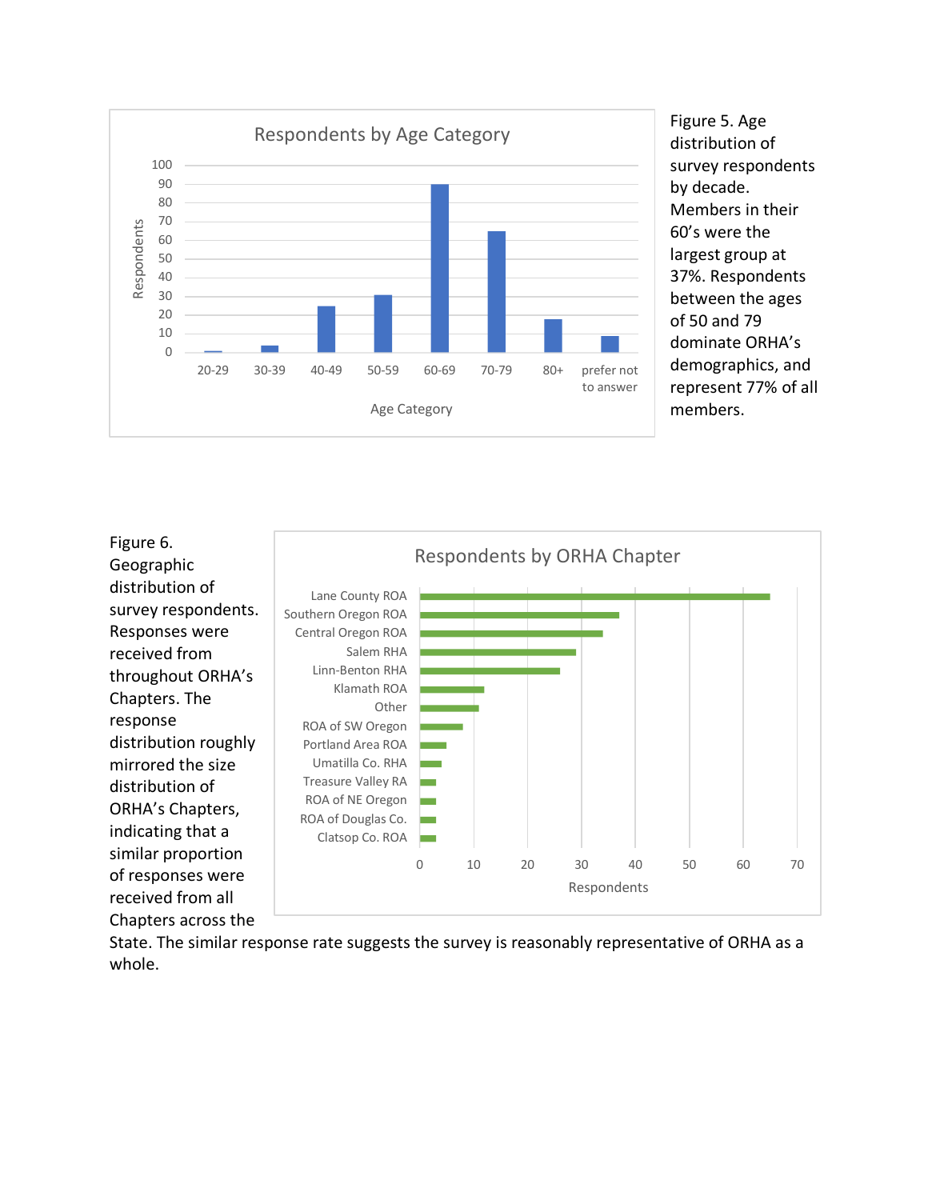Figure 5. Age distribution of survey respondents by decade. Members in their 60's were the largest group at 37%. Respondents between the ages of 50 and 79 dominate ORHA's demographics, and represent 77% of all members.

Figure 6. Geographic distribution of survey respondents. Responses were received from throughout ORHA's Chapters. The response distribution roughly mirrored the size distribution of ORHA's Chapters, indicating that a similar proportion of responses were received from all Chapters across the State. The similar response rate suggests the survey is reasonably representative of ORHA as a whole.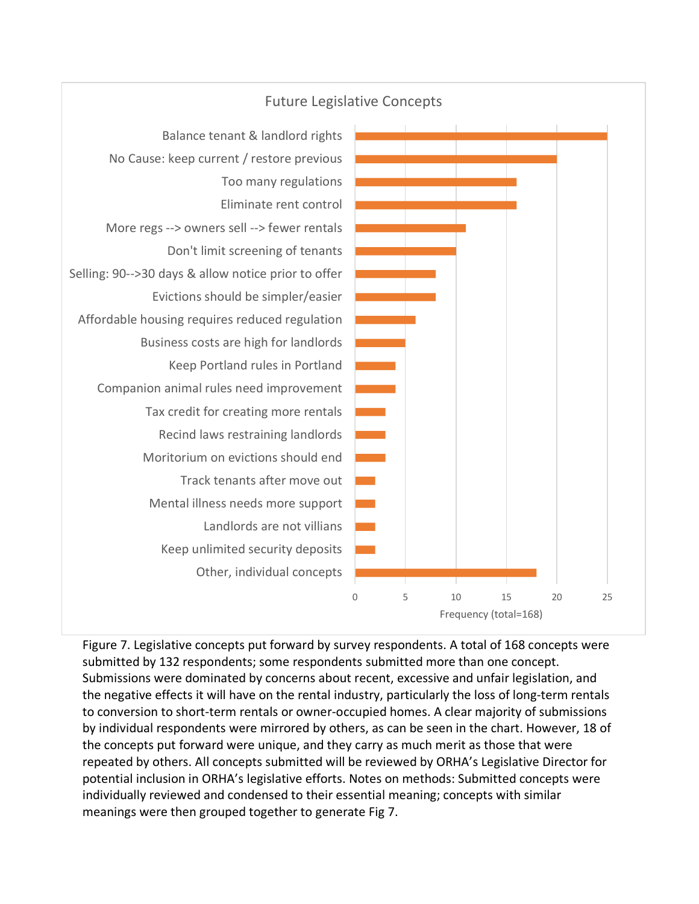Future Legislative Concepts

Balance tenant & landlord rights
No Cause: keep current / restore previous
Too many regulations
Eliminate rent control
More regs --> owners sell --> fewer rentals
Don't limit screening of tenants
Selling: 90-->30 days & allow notice prior to offer
Evictions should be simpler/easier
Affordable housing requires reduced regulation
Business costs are high for landlords
Keep Portland rules in Portland
Companion animal rules need improvement
Tax credit for creating more rentals
Recind laws restraining landlords
Moritorium on evictions should end
Track tenants after move out
Mental illness needs more support
Landlords are not villians
Keep unlimited security deposits
Other, individual concepts

0 5 10 15 20 25

Frequency (total=168)

Figure 7. Legislative concepts put forward by survey respondents. A total of 168 concepts were submitted by 132 respondents; some respondents submitted more than one concept. Submissions were dominated by concerns about recent, excessive and unfair legislation, and the negative effects it will have on the rental industry, particularly the loss of long-term rentals to conversion to short-term rentals or owner-occupied homes. A clear majority of submissions by individual respondents were mirrored by others, as can be seen in the chart. However, 18 of the concepts put forward were unique, and they carry as much merit as those that were repeated by others. All concepts submitted will be reviewed by ORHA's Legislative Director for potential inclusion in ORHA's legislative efforts. Notes on methods: Submitted concepts were individually reviewed and condensed to their essential meaning; concepts with similar meanings were then grouped together to generate Fig 7.